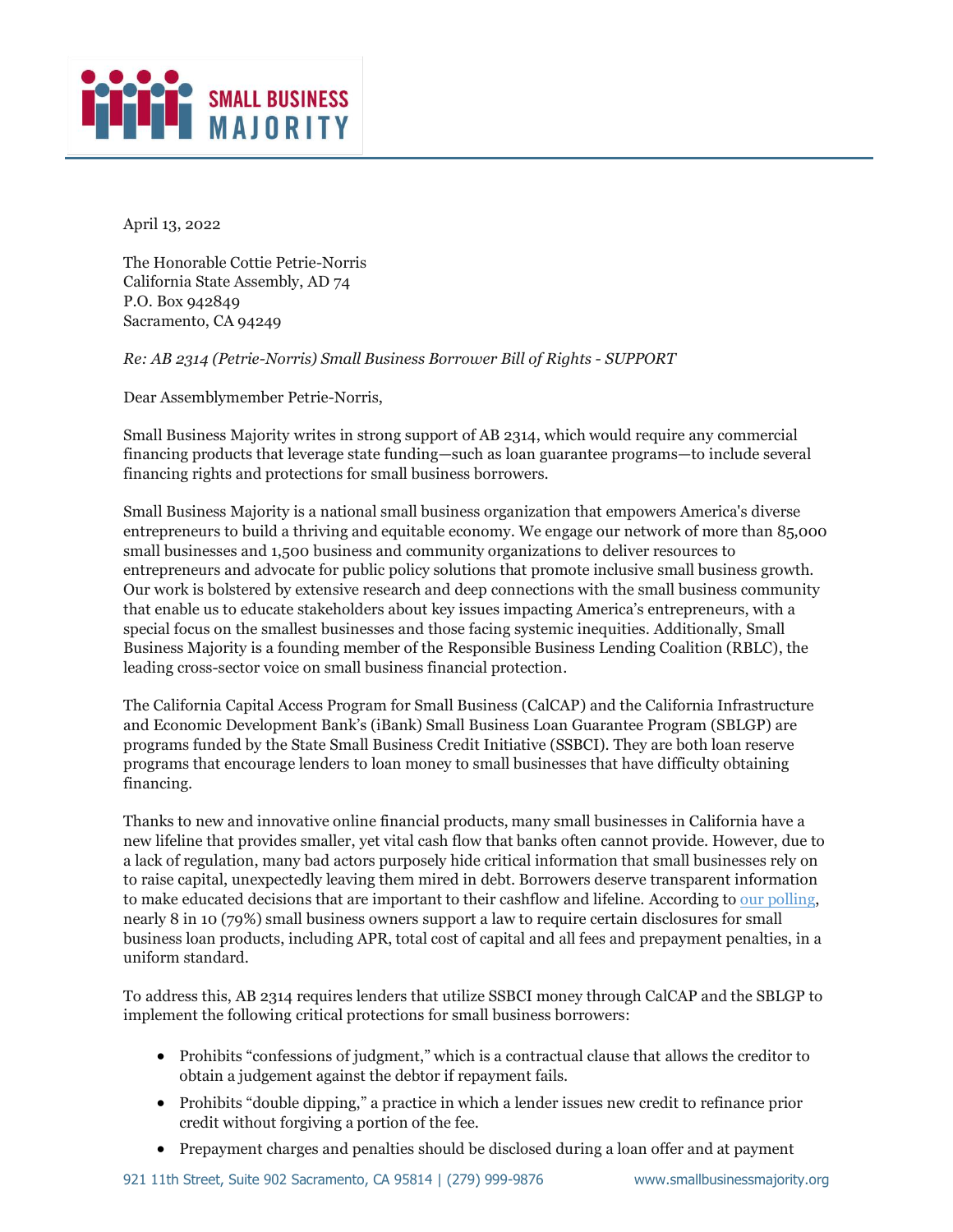SMALL BUSINESS MAJORITY

April 13, 2022

The Honorable Cottie Petrie-Norris
California State Assembly, AD 74
P.O. Box 942849
Sacramento, CA 94249

*Re: AB 2314 (Petrie-Norris) Small Business Borrower Bill of Rights - SUPPORT*

Dear Assemblymember Petrie-Norris,

Small Business Majority writes in strong support of AB 2314, which would require any commercial financing products that leverage state funding—such as loan guarantee programs—to include several financing rights and protections for small business borrowers.

Small Business Majority is a national small business organization that empowers America's diverse entrepreneurs to build a thriving and equitable economy. We engage our network of more than 85,000 small businesses and 1,500 business and community organizations to deliver resources to entrepreneurs and advocate for public policy solutions that promote inclusive small business growth. Our work is bolstered by extensive research and deep connections with the small business community that enable us to educate stakeholders about key issues impacting America's entrepreneurs, with a special focus on the smallest businesses and those facing systemic inequities. Additionally, Small Business Majority is a founding member of the Responsible Business Lending Coalition (RBLC), the leading cross-sector voice on small business financial protection.

The California Capital Access Program for Small Business (CalCAP) and the California Infrastructure and Economic Development Bank's (iBank) Small Business Loan Guarantee Program (SBLGP) are programs funded by the State Small Business Credit Initiative (SSBCI). They are both loan reserve programs that encourage lenders to loan money to small businesses that have difficulty obtaining financing.

Thanks to new and innovative online financial products, many small businesses in California have a new lifeline that provides smaller, yet vital cash flow that banks often cannot provide. However, due to a lack of regulation, many bad actors purposely hide critical information that small businesses rely on to raise capital, unexpectedly leaving them mired in debt. Borrowers deserve transparent information to make educated decisions that are important to their cashflow and lifeline. According to [our polling](), nearly 8 in 10 (79%) small business owners support a law to require certain disclosures for small business loan products, including APR, total cost of capital and all fees and prepayment penalties, in a uniform standard.

To address this, AB 2314 requires lenders that utilize SSBCI money through CalCAP and the SBLGP to implement the following critical protections for small business borrowers:

- Prohibits "confessions of judgment," which is a contractual clause that allows the creditor to obtain a judgement against the debtor if repayment fails.
- Prohibits "double dipping," a practice in which a lender issues new credit to refinance prior credit without forgiving a portion of the fee.
- Prepayment charges and penalties should be disclosed during a loan offer and at payment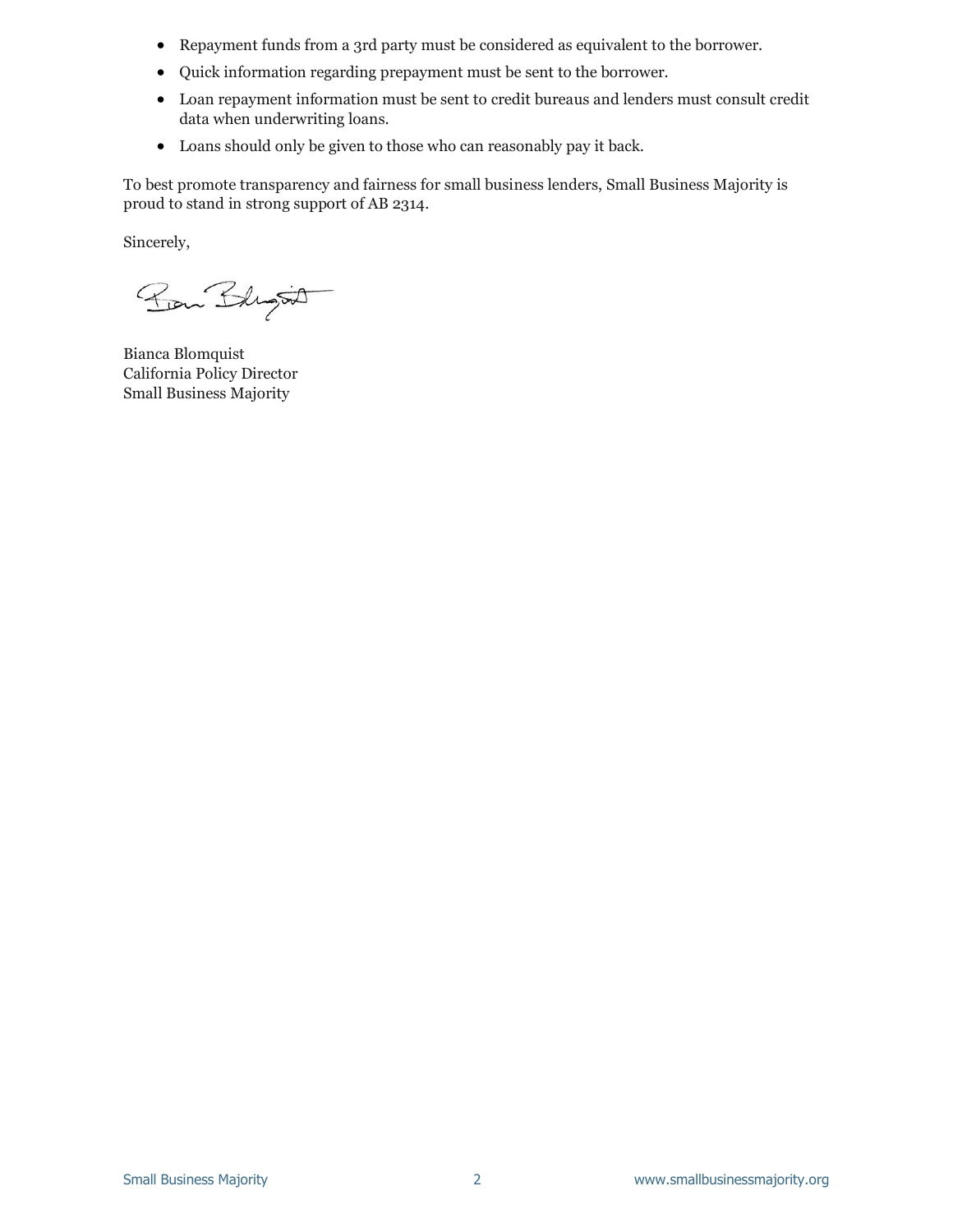- Repayment funds from a 3rd party must be considered as equivalent to the borrower.
- Quick information regarding prepayment must be sent to the borrower.
- Loan repayment information must be sent to credit bureaus and lenders must consult credit data when underwriting loans.
- Loans should only be given to those who can reasonably pay it back.

To best promote transparency and fairness for small business lenders, Small Business Majority is proud to stand in strong support of AB 2314.

Sincerely,

Bianca Blomquist
California Policy Director
Small Business Majority